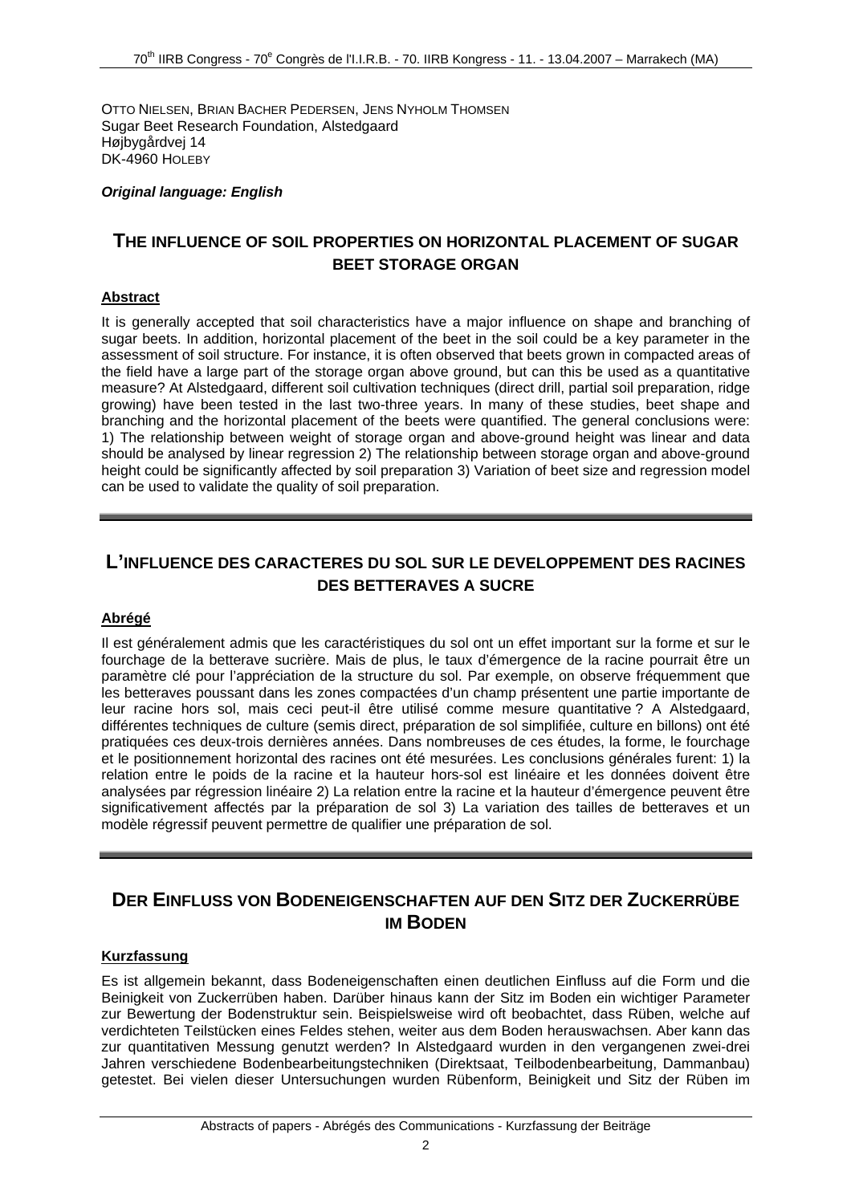OTTO NIELSEN, BRIAN BACHER PEDERSEN, JENS NYHOLM THOMSEN
Sugar Beet Research Foundation, Alstedgaard
Højbygårdvej 14
DK-4960 HOLEBY

***Original language: English***

## THE INFLUENCE OF SOIL PROPERTIES ON HORIZONTAL PLACEMENT OF SUGAR BEET STORAGE ORGAN

**Abstract**

It is generally accepted that soil characteristics have a major influence on shape and branching of sugar beets. In addition, horizontal placement of the beet in the soil could be a key parameter in the assessment of soil structure. For instance, it is often observed that beets grown in compacted areas of the field have a large part of the storage organ above ground, but can this be used as a quantitative measure? At Alstedgaard, different soil cultivation techniques (direct drill, partial soil preparation, ridge growing) have been tested in the last two-three years. In many of these studies, beet shape and branching and the horizontal placement of the beets were quantified. The general conclusions were: 1) The relationship between weight of storage organ and above-ground height was linear and data should be analysed by linear regression 2) The relationship between storage organ and above-ground height could be significantly affected by soil preparation 3) Variation of beet size and regression model can be used to validate the quality of soil preparation.

---

## L'INFLUENCE DES CARACTERES DU SOL SUR LE DEVELOPPEMENT DES RACINES DES BETTERAVES A SUCRE

**Abrégé**

Il est généralement admis que les caractéristiques du sol ont un effet important sur la forme et sur le fourchage de la betterave sucrière. Mais de plus, le taux d'émergence de la racine pourrait être un paramètre clé pour l'appréciation de la structure du sol. Par exemple, on observe fréquemment que les betteraves poussant dans les zones compactées d'un champ présentent une partie importante de leur racine hors sol, mais ceci peut-il être utilisé comme mesure quantitative ? A Alstedgaard, différentes techniques de culture (semis direct, préparation de sol simplifiée, culture en billons) ont été pratiquées ces deux-trois dernières années. Dans nombreuses de ces études, la forme, le fourchage et le positionnement horizontal des racines ont été mesurées. Les conclusions générales furent: 1) la relation entre le poids de la racine et la hauteur hors-sol est linéaire et les données doivent être analysées par régression linéaire 2) La relation entre la racine et la hauteur d'émergence peuvent être significativement affectés par la préparation de sol 3) La variation des tailles de betteraves et un modèle régressif peuvent permettre de qualifier une préparation de sol.

---

## DER EINFLUSS VON BODENEIGENSCHAFTEN AUF DEN SITZ DER ZUCKERRÜBE IM BODEN

**Kurzfassung**

Es ist allgemein bekannt, dass Bodeneigenschaften einen deutlichen Einfluss auf die Form und die Beinigkeit von Zuckerrüben haben. Darüber hinaus kann der Sitz im Boden ein wichtiger Parameter zur Bewertung der Bodenstruktur sein. Beispielsweise wird oft beobachtet, dass Rüben, welche auf verdichteten Teilstücken eines Feldes stehen, weiter aus dem Boden herauswachsen. Aber kann das zur quantitativen Messung genutzt werden? In Alstedgaard wurden in den vergangenen zwei-drei Jahren verschiedene Bodenbearbeitungstechniken (Direktsaat, Teilbodenbearbeitung, Dammanbau) getestet. Bei vielen dieser Untersuchungen wurden Rübenform, Beinigkeit und Sitz der Rüben im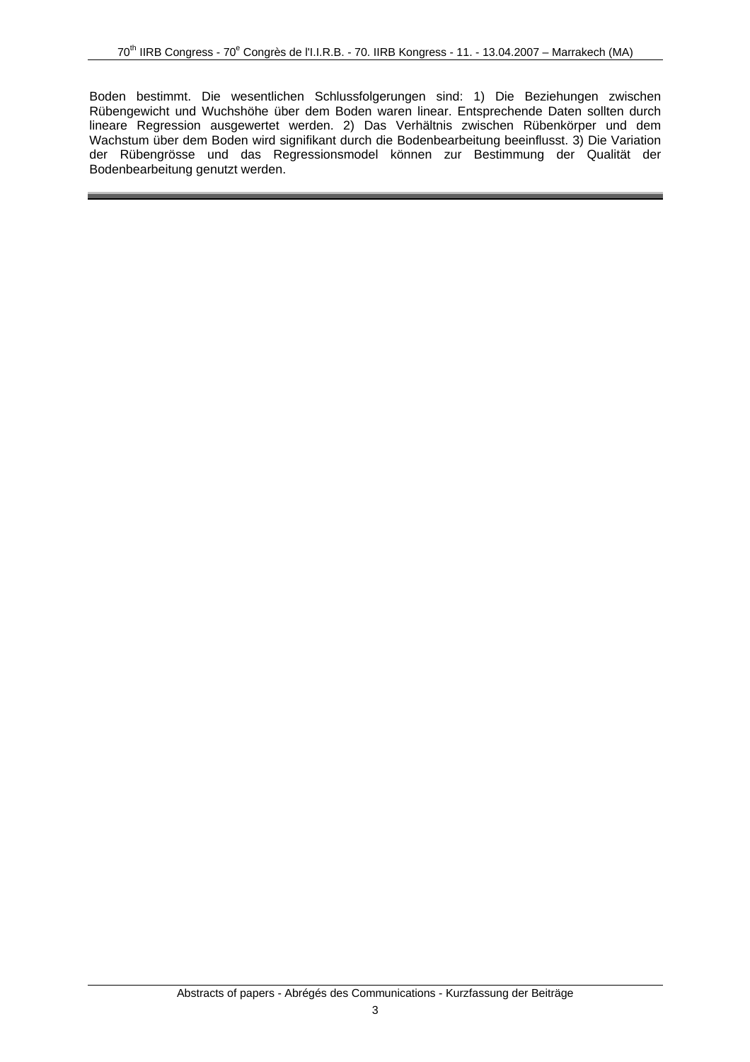Boden bestimmt. Die wesentlichen Schlussfolgerungen sind: 1) Die Beziehungen zwischen Rübengewicht und Wuchshöhe über dem Boden waren linear. Entsprechende Daten sollten durch lineare Regression ausgewertet werden. 2) Das Verhältnis zwischen Rübenkörper und dem Wachstum über dem Boden wird signifikant durch die Bodenbearbeitung beeinflusst. 3) Die Variation der Rübengrösse und das Regressionsmodel können zur Bestimmung der Qualität der Bodenbearbeitung genutzt werden.